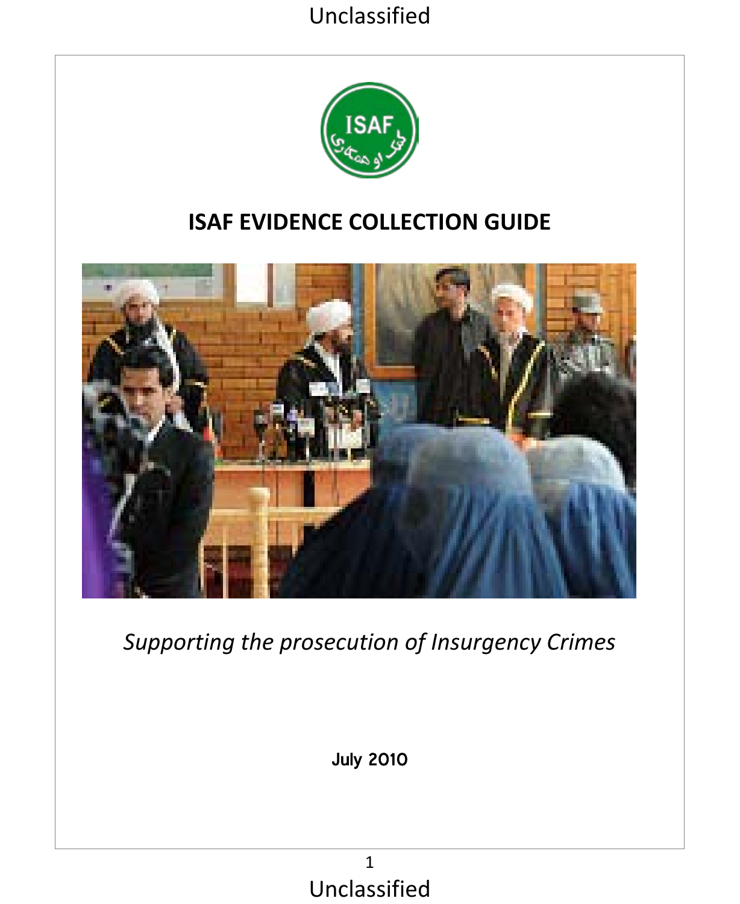Unclassified

# ISAF EVIDENCE COLLECTION GUIDE

*Supporting the prosecution of Insurgency Crimes*

July 2010

Unclassified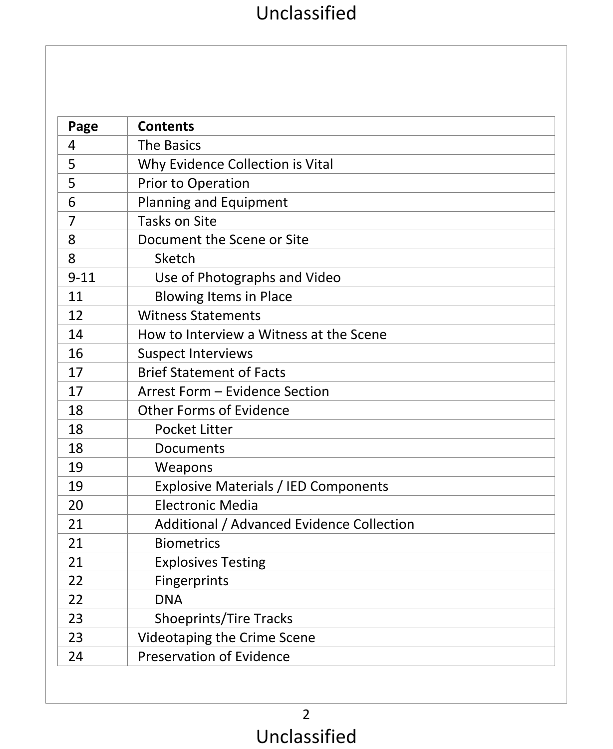| Page | Contents |
|---|---|
| 4 | The Basics |
| 5 | Why Evidence Collection is Vital |
| 5 | Prior to Operation |
| 6 | Planning and Equipment |
| 7 | Tasks on Site |
| 8 | Document the Scene or Site |
| 8 | Sketch |
| 9-11 | Use of Photographs and Video |
| 11 | Blowing Items in Place |
| 12 | Witness Statements |
| 14 | How to Interview a Witness at the Scene |
| 16 | Suspect Interviews |
| 17 | Brief Statement of Facts |
| 17 | Arrest Form – Evidence Section |
| 18 | Other Forms of Evidence |
| 18 | Pocket Litter |
| 18 | Documents |
| 19 | Weapons |
| 19 | Explosive Materials / IED Components |
| 20 | Electronic Media |
| 21 | Additional / Advanced Evidence Collection |
| 21 | Biometrics |
| 21 | Explosives Testing |
| 22 | Fingerprints |
| 22 | DNA |
| 23 | Shoeprints/Tire Tracks |
| 23 | Videotaping the Crime Scene |
| 24 | Preservation of Evidence |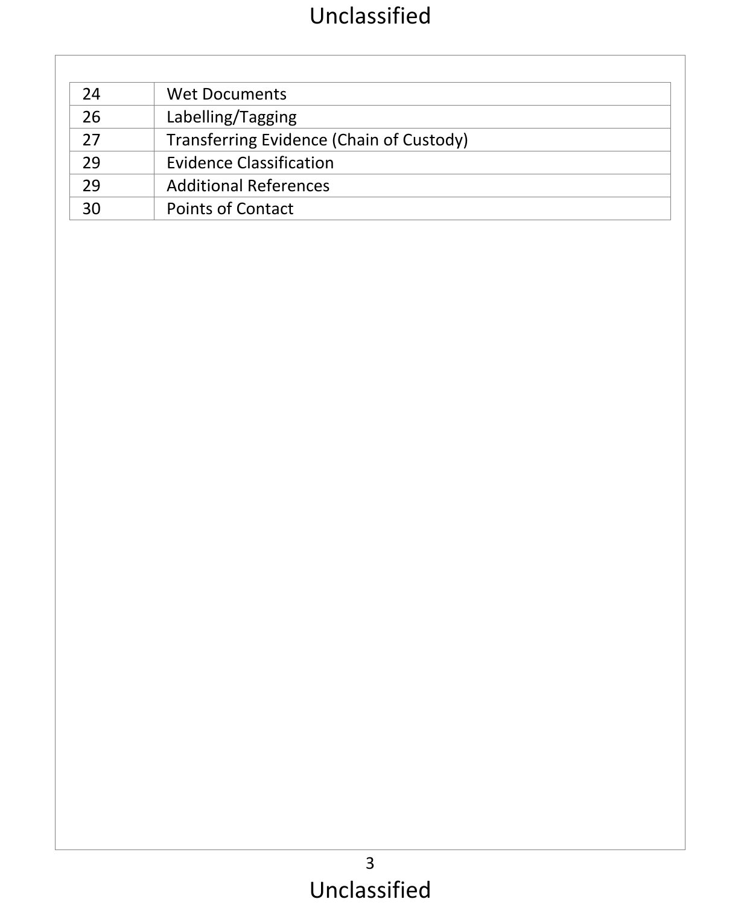| | |
|---|---|
| 24 | Wet Documents |
| 26 | Labelling/Tagging |
| 27 | Transferring Evidence (Chain of Custody) |
| 29 | Evidence Classification |
| 29 | Additional References |
| 30 | Points of Contact |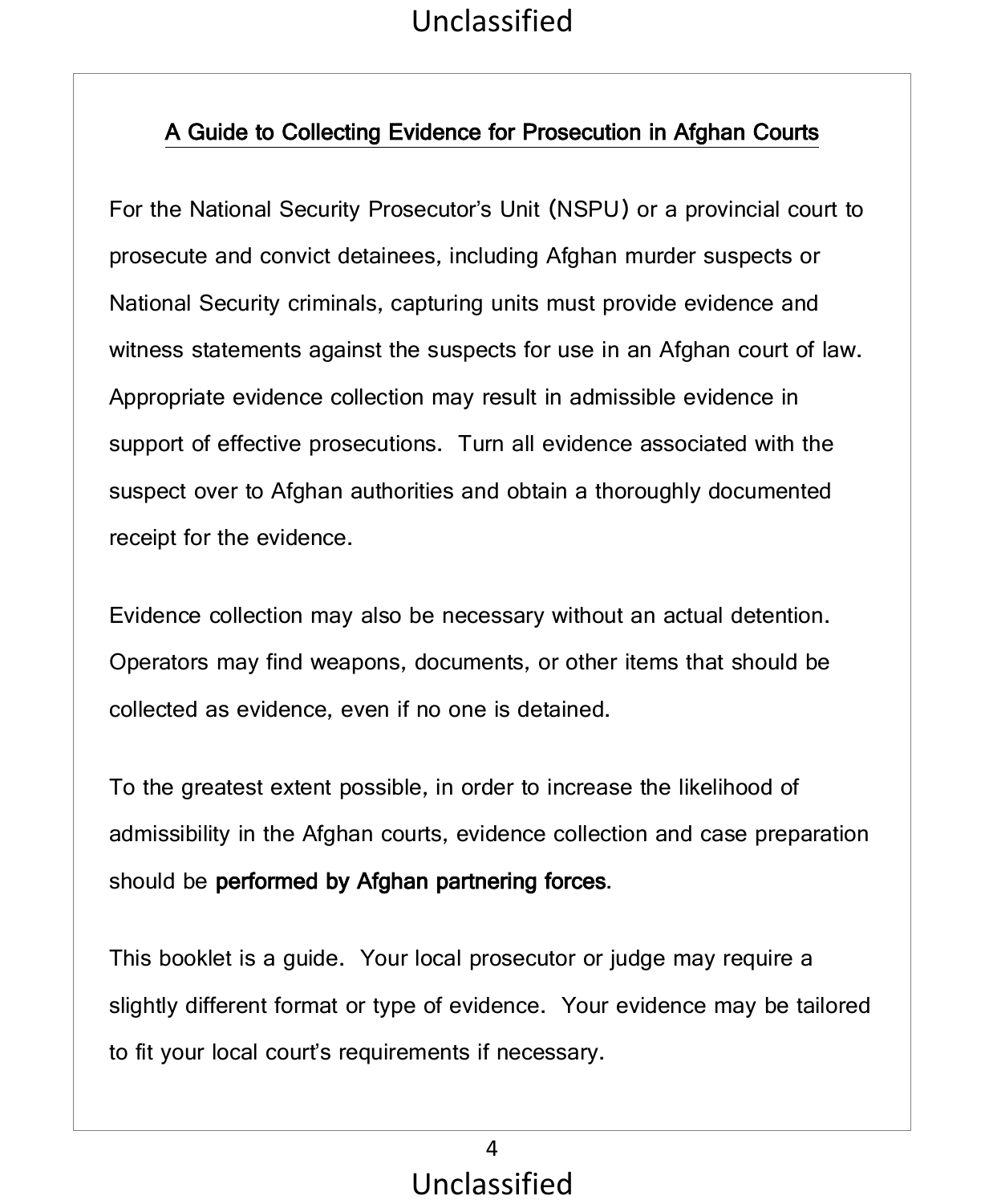## A Guide to Collecting Evidence for Prosecution in Afghan Courts

For the National Security Prosecutor's Unit (NSPU) or a provincial court to prosecute and convict detainees, including Afghan murder suspects or National Security criminals, capturing units must provide evidence and witness statements against the suspects for use in an Afghan court of law. Appropriate evidence collection may result in admissible evidence in support of effective prosecutions. Turn all evidence associated with the suspect over to Afghan authorities and obtain a thoroughly documented receipt for the evidence.

Evidence collection may also be necessary without an actual detention. Operators may find weapons, documents, or other items that should be collected as evidence, even if no one is detained.

To the greatest extent possible, in order to increase the likelihood of admissibility in the Afghan courts, evidence collection and case preparation should be **performed by Afghan partnering forces**.

This booklet is a guide. Your local prosecutor or judge may require a slightly different format or type of evidence. Your evidence may be tailored to fit your local court's requirements if necessary.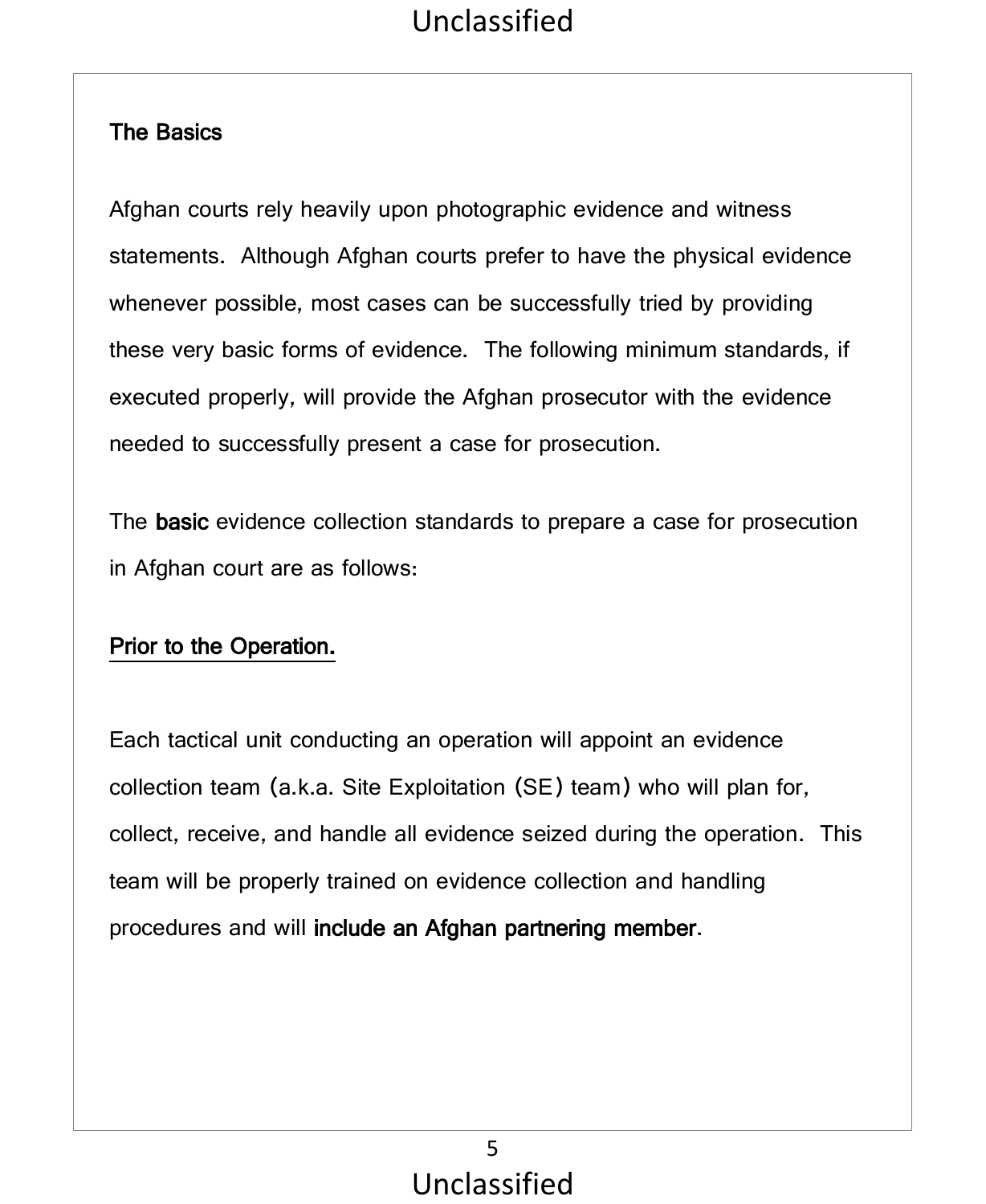**The Basics**

Afghan courts rely heavily upon photographic evidence and witness statements. Although Afghan courts prefer to have the physical evidence whenever possible, most cases can be successfully tried by providing these very basic forms of evidence. The following minimum standards, if executed properly, will provide the Afghan prosecutor with the evidence needed to successfully present a case for prosecution.

The **basic** evidence collection standards to prepare a case for prosecution in Afghan court are as follows:

**Prior to the Operation.**

Each tactical unit conducting an operation will appoint an evidence collection team (a.k.a. Site Exploitation (SE) team) who will plan for, collect, receive, and handle all evidence seized during the operation. This team will be properly trained on evidence collection and handling procedures and will **include an Afghan partnering member**.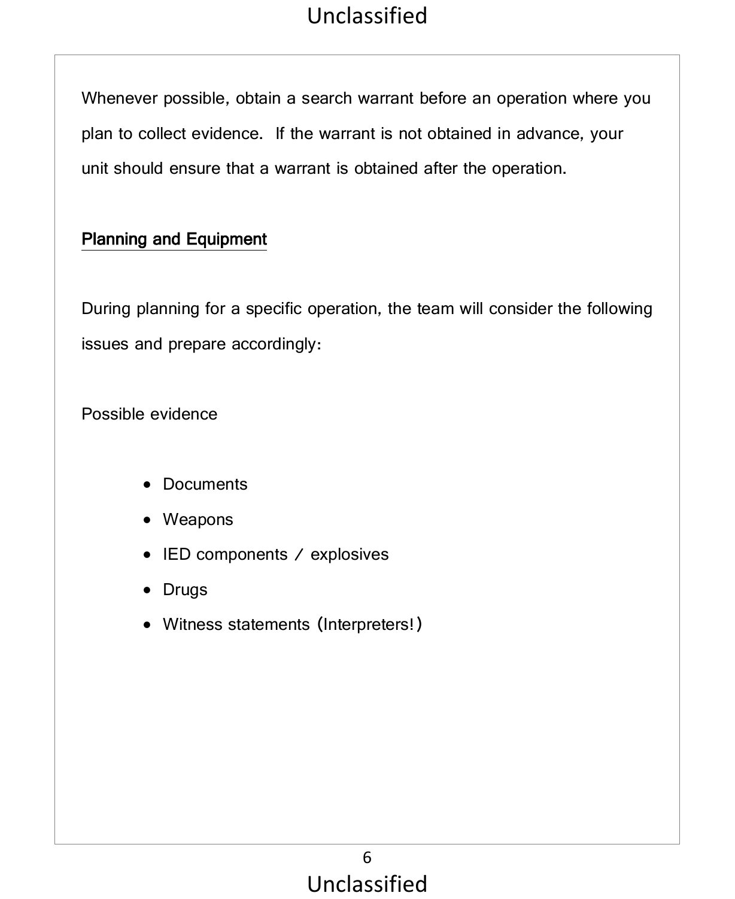Whenever possible, obtain a search warrant before an operation where you plan to collect evidence. If the warrant is not obtained in advance, your unit should ensure that a warrant is obtained after the operation.

## Planning and Equipment

During planning for a specific operation, the team will consider the following issues and prepare accordingly:

Possible evidence

- Documents
- Weapons
- IED components / explosives
- Drugs
- Witness statements (Interpreters!)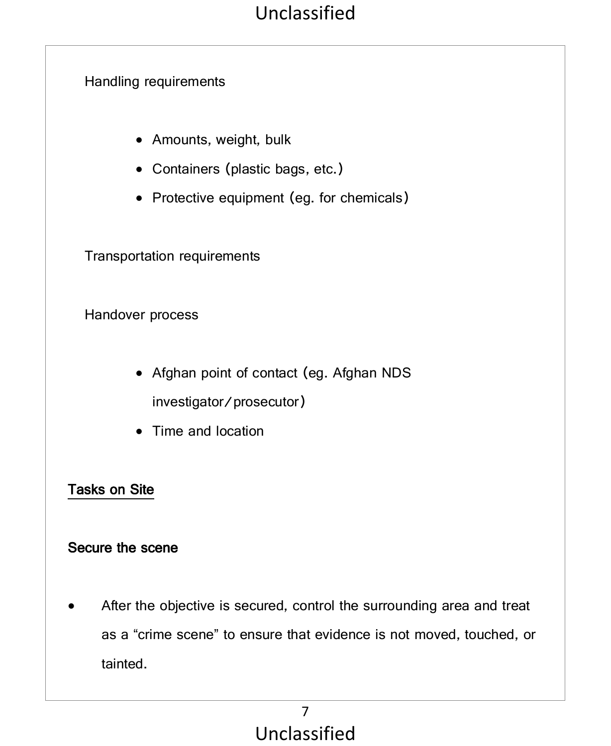Handling requirements

- Amounts, weight, bulk
- Containers (plastic bags, etc.)
- Protective equipment (eg. for chemicals)

Transportation requirements

Handover process

- Afghan point of contact (eg. Afghan NDS investigator/prosecutor)
- Time and location

## Tasks on Site

### Secure the scene

- After the objective is secured, control the surrounding area and treat as a "crime scene" to ensure that evidence is not moved, touched, or tainted.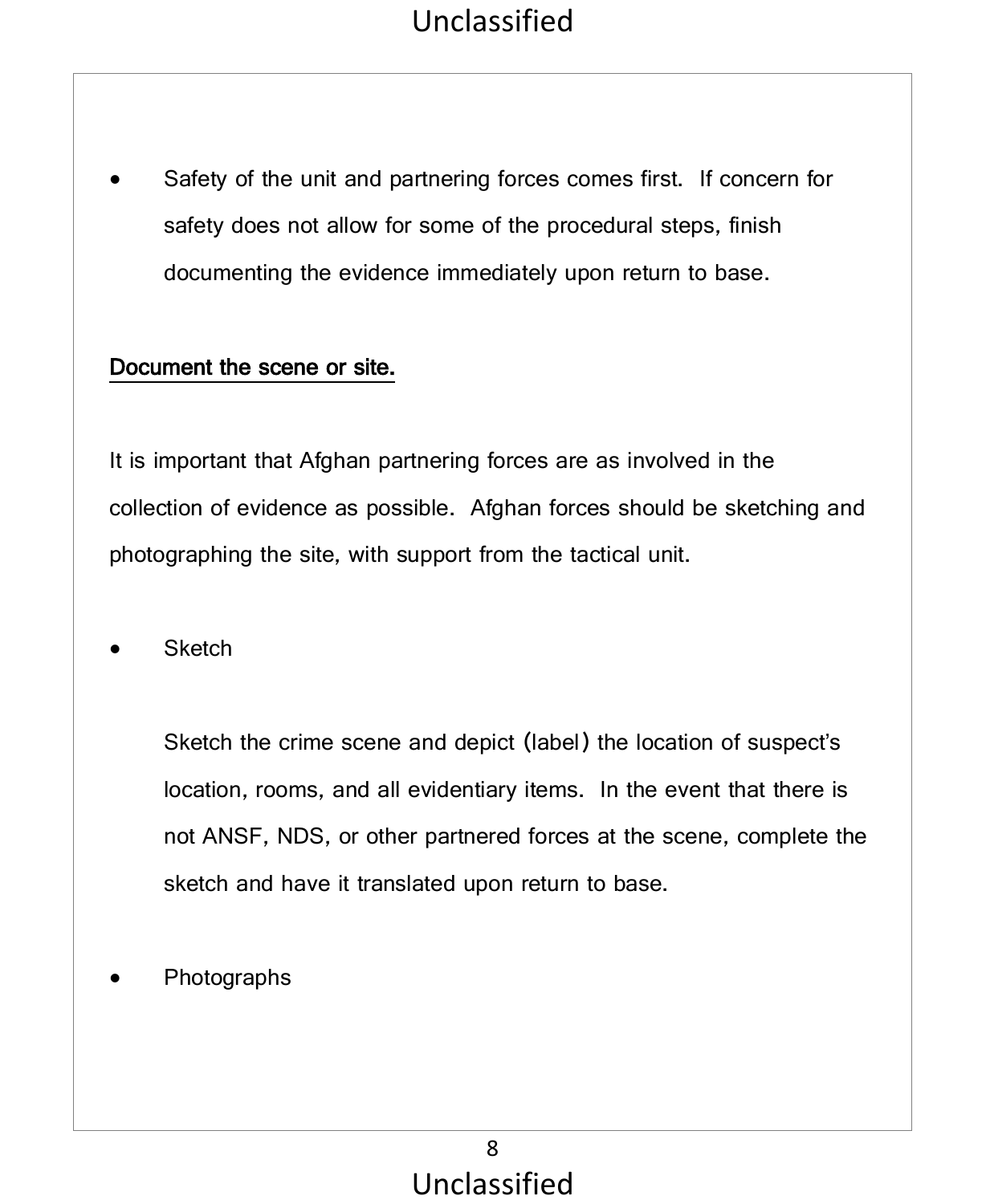- Safety of the unit and partnering forces comes first. If concern for safety does not allow for some of the procedural steps, finish documenting the evidence immediately upon return to base.

**Document the scene or site.**

It is important that Afghan partnering forces are as involved in the collection of evidence as possible. Afghan forces should be sketching and photographing the site, with support from the tactical unit.

- Sketch

  Sketch the crime scene and depict (label) the location of suspect's location, rooms, and all evidentiary items. In the event that there is not ANSF, NDS, or other partnered forces at the scene, complete the sketch and have it translated upon return to base.

- Photographs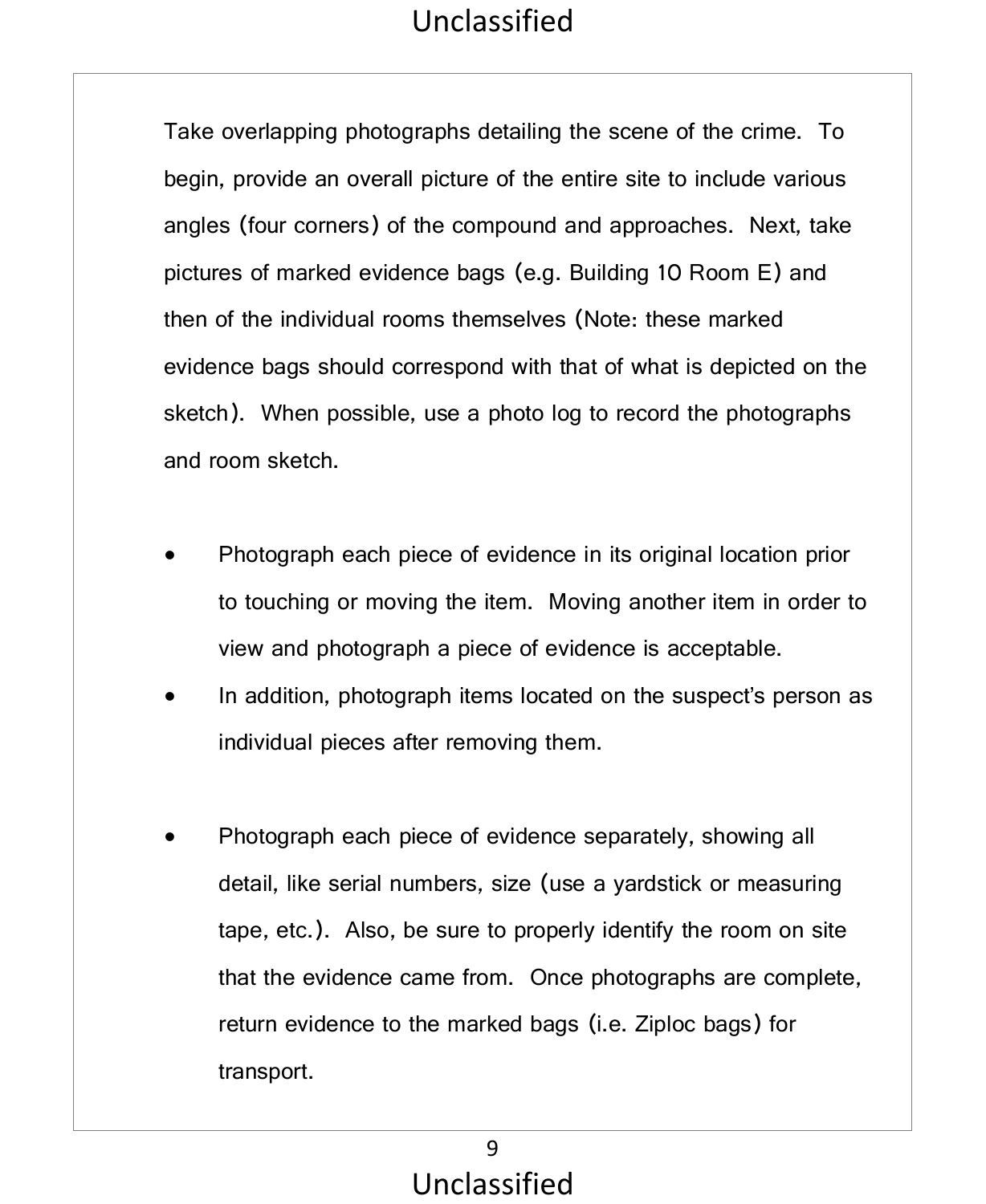Take overlapping photographs detailing the scene of the crime. To begin, provide an overall picture of the entire site to include various angles (four corners) of the compound and approaches. Next, take pictures of marked evidence bags (e.g. Building 10 Room E) and then of the individual rooms themselves (Note: these marked evidence bags should correspond with that of what is depicted on the sketch). When possible, use a photo log to record the photographs and room sketch.

- Photograph each piece of evidence in its original location prior to touching or moving the item. Moving another item in order to view and photograph a piece of evidence is acceptable.
- In addition, photograph items located on the suspect's person as individual pieces after removing them.

- Photograph each piece of evidence separately, showing all detail, like serial numbers, size (use a yardstick or measuring tape, etc.). Also, be sure to properly identify the room on site that the evidence came from. Once photographs are complete, return evidence to the marked bags (i.e. Ziploc bags) for transport.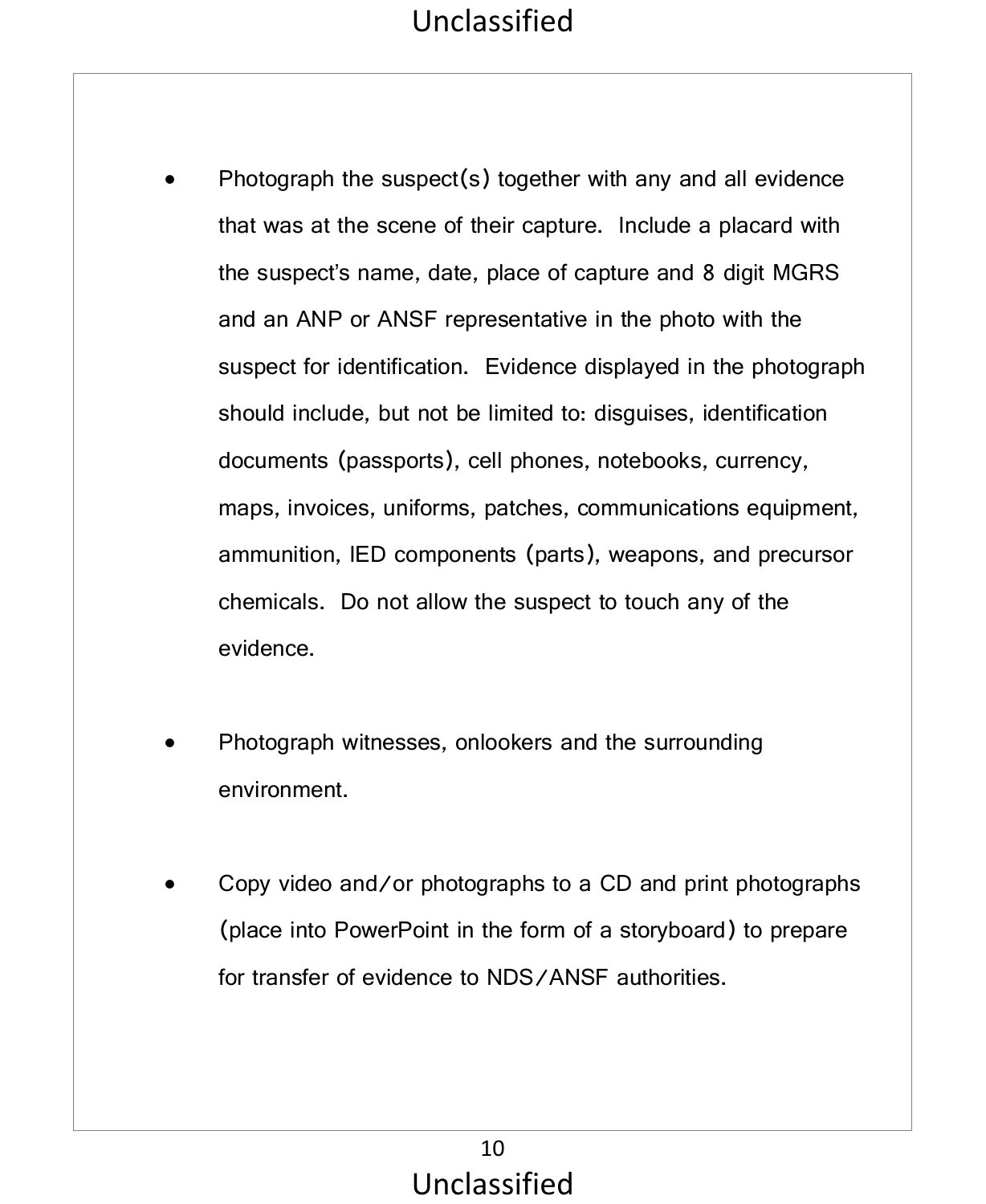- Photograph the suspect(s) together with any and all evidence that was at the scene of their capture. Include a placard with the suspect's name, date, place of capture and 8 digit MGRS and an ANP or ANSF representative in the photo with the suspect for identification. Evidence displayed in the photograph should include, but not be limited to: disguises, identification documents (passports), cell phones, notebooks, currency, maps, invoices, uniforms, patches, communications equipment, ammunition, IED components (parts), weapons, and precursor chemicals. Do not allow the suspect to touch any of the evidence.

- Photograph witnesses, onlookers and the surrounding environment.

- Copy video and/or photographs to a CD and print photographs (place into PowerPoint in the form of a storyboard) to prepare for transfer of evidence to NDS/ANSF authorities.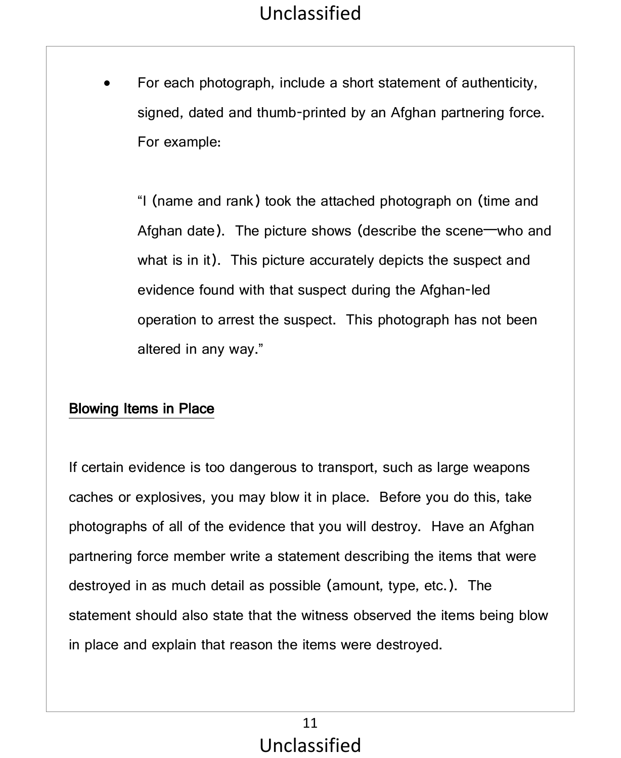- For each photograph, include a short statement of authenticity, signed, dated and thumb-printed by an Afghan partnering force. For example:

  "I (name and rank) took the attached photograph on (time and Afghan date). The picture shows (describe the scene—who and what is in it). This picture accurately depicts the suspect and evidence found with that suspect during the Afghan-led operation to arrest the suspect. This photograph has not been altered in any way."

**Blowing Items in Place**

If certain evidence is too dangerous to transport, such as large weapons caches or explosives, you may blow it in place. Before you do this, take photographs of all of the evidence that you will destroy. Have an Afghan partnering force member write a statement describing the items that were destroyed in as much detail as possible (amount, type, etc.). The statement should also state that the witness observed the items being blow in place and explain that reason the items were destroyed.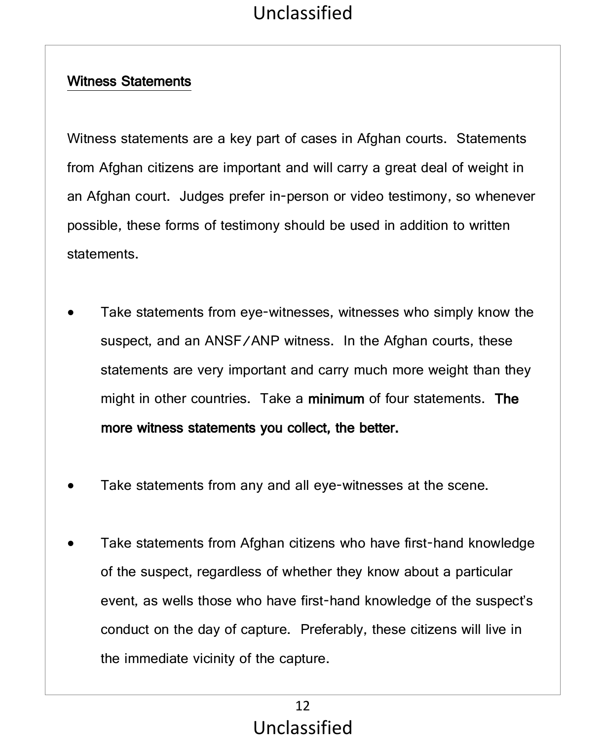## Witness Statements

Witness statements are a key part of cases in Afghan courts. Statements from Afghan citizens are important and will carry a great deal of weight in an Afghan court. Judges prefer in-person or video testimony, so whenever possible, these forms of testimony should be used in addition to written statements.

- Take statements from eye-witnesses, witnesses who simply know the suspect, and an ANSF/ANP witness. In the Afghan courts, these statements are very important and carry much more weight than they might in other countries. Take a **minimum** of four statements. **The more witness statements you collect, the better.**

- Take statements from any and all eye-witnesses at the scene.

- Take statements from Afghan citizens who have first-hand knowledge of the suspect, regardless of whether they know about a particular event, as wells those who have first-hand knowledge of the suspect's conduct on the day of capture. Preferably, these citizens will live in the immediate vicinity of the capture.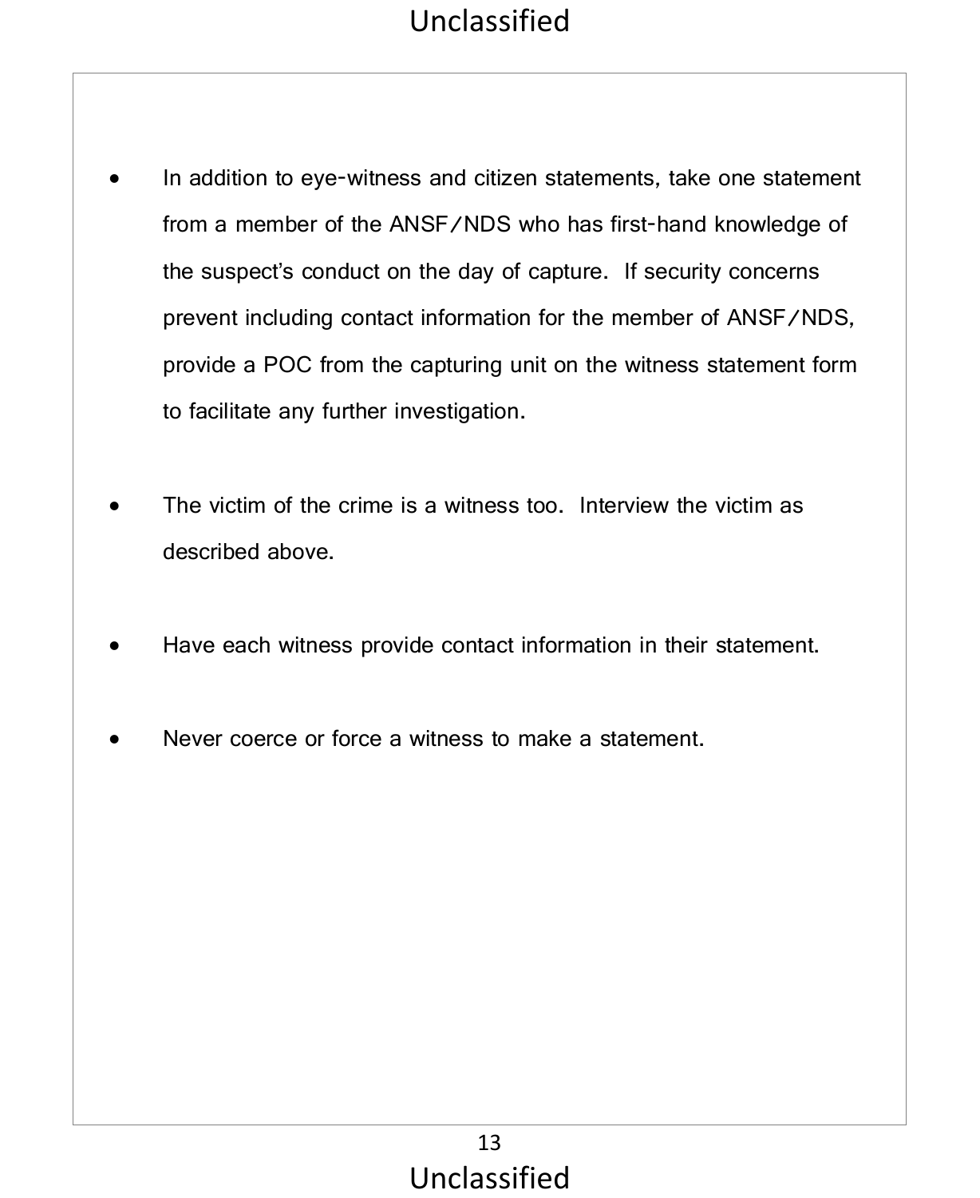- In addition to eye-witness and citizen statements, take one statement from a member of the ANSF/NDS who has first-hand knowledge of the suspect's conduct on the day of capture. If security concerns prevent including contact information for the member of ANSF/NDS, provide a POC from the capturing unit on the witness statement form to facilitate any further investigation.

- The victim of the crime is a witness too. Interview the victim as described above.

- Have each witness provide contact information in their statement.

- Never coerce or force a witness to make a statement.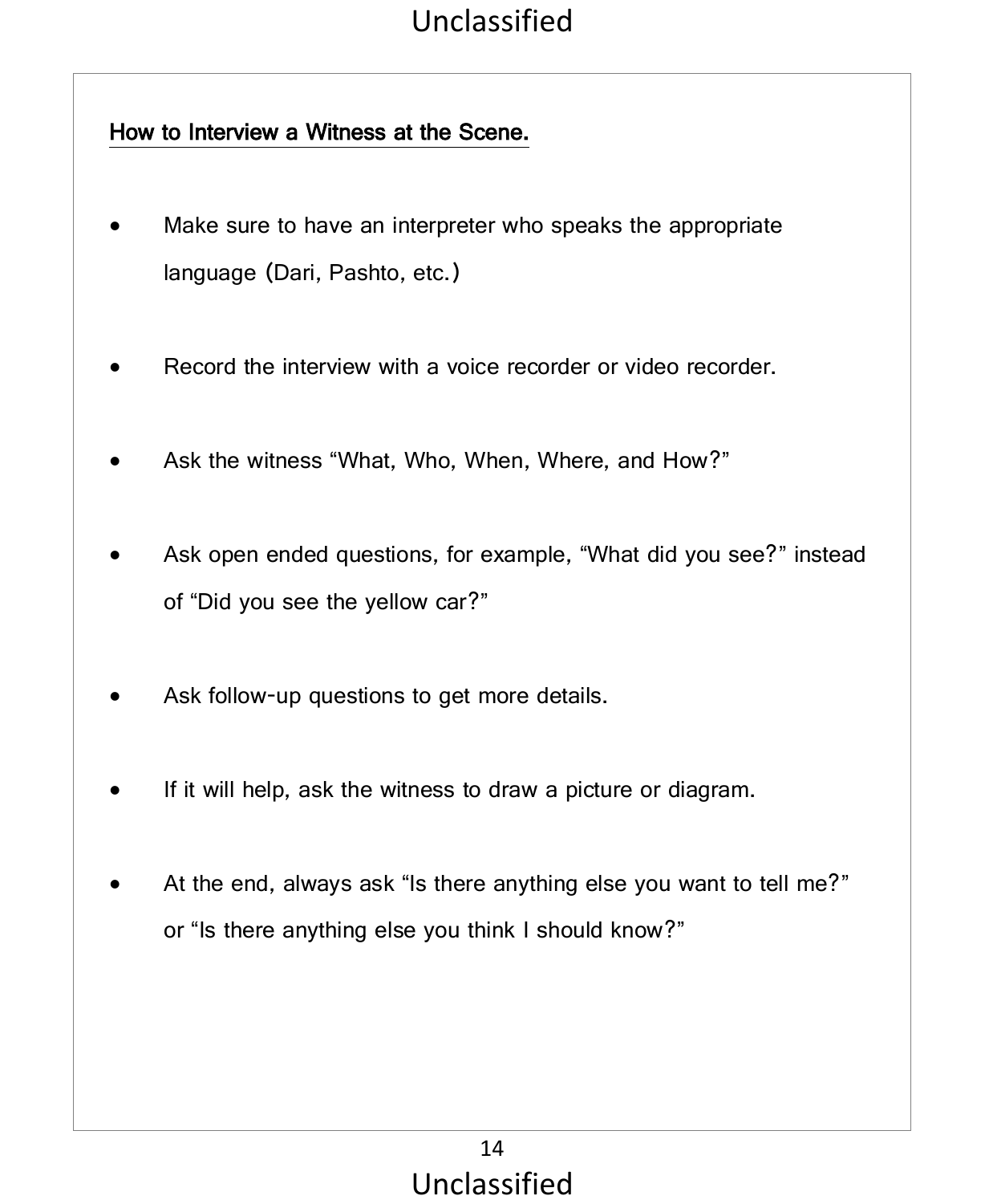## How to Interview a Witness at the Scene.

- Make sure to have an interpreter who speaks the appropriate language (Dari, Pashto, etc.)
- Record the interview with a voice recorder or video recorder.
- Ask the witness "What, Who, When, Where, and How?"
- Ask open ended questions, for example, "What did you see?" instead of "Did you see the yellow car?"
- Ask follow-up questions to get more details.
- If it will help, ask the witness to draw a picture or diagram.
- At the end, always ask "Is there anything else you want to tell me?" or "Is there anything else you think I should know?"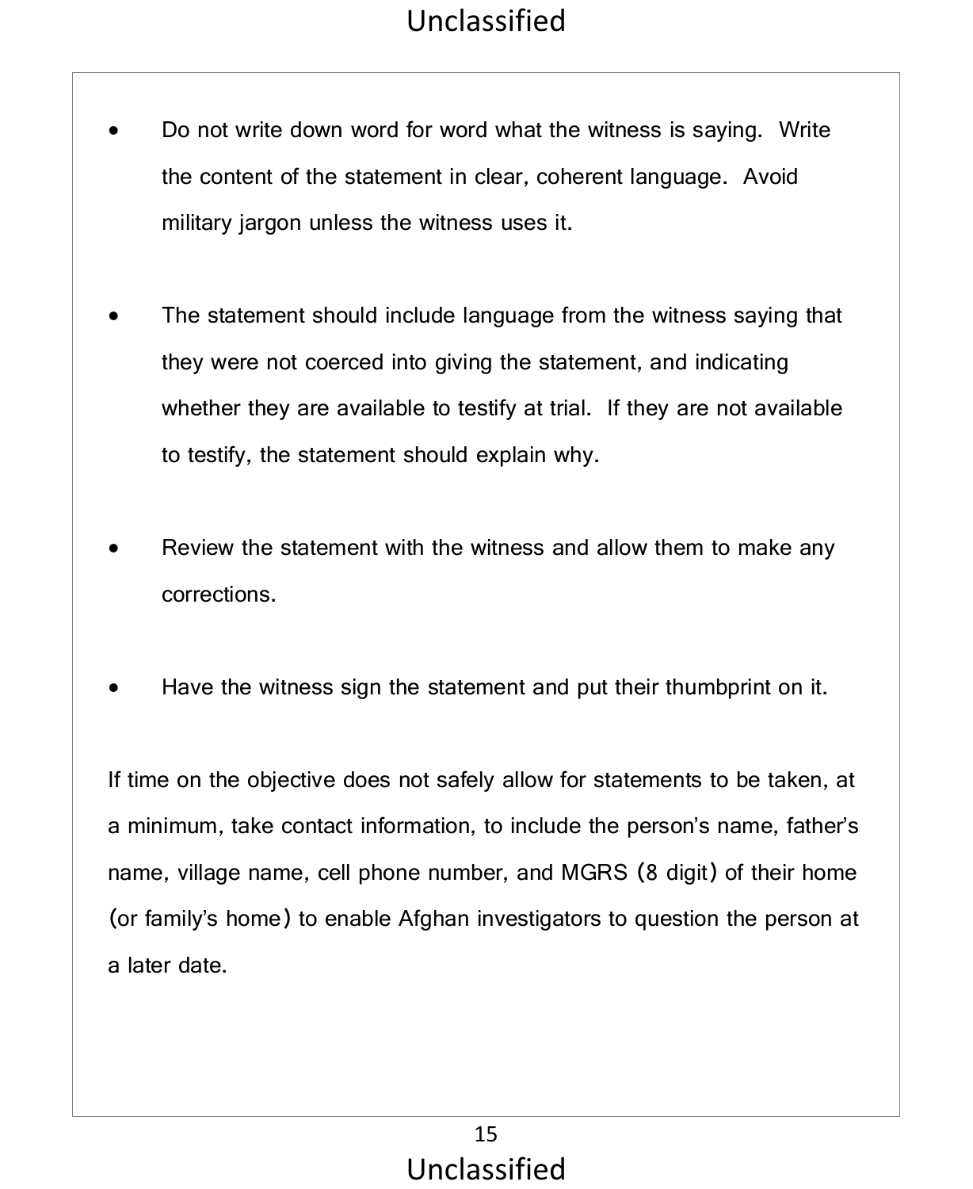- Do not write down word for word what the witness is saying. Write the content of the statement in clear, coherent language. Avoid military jargon unless the witness uses it.

- The statement should include language from the witness saying that they were not coerced into giving the statement, and indicating whether they are available to testify at trial. If they are not available to testify, the statement should explain why.

- Review the statement with the witness and allow them to make any corrections.

- Have the witness sign the statement and put their thumbprint on it.

If time on the objective does not safely allow for statements to be taken, at a minimum, take contact information, to include the person's name, father's name, village name, cell phone number, and MGRS (8 digit) of their home (or family's home) to enable Afghan investigators to question the person at a later date.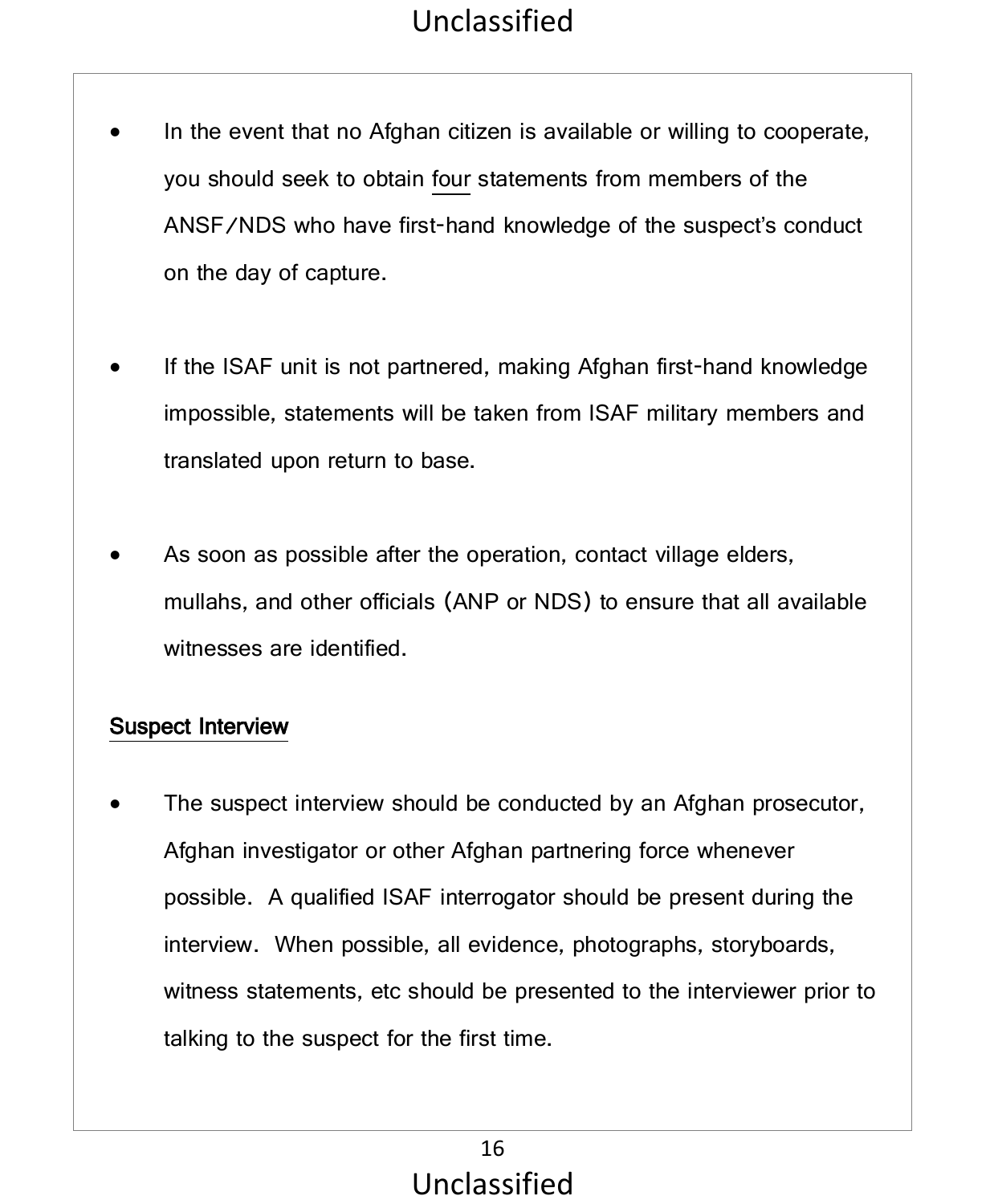- In the event that no Afghan citizen is available or willing to cooperate, you should seek to obtain <u>four</u> statements from members of the ANSF/NDS who have first-hand knowledge of the suspect's conduct on the day of capture.

- If the ISAF unit is not partnered, making Afghan first-hand knowledge impossible, statements will be taken from ISAF military members and translated upon return to base.

- As soon as possible after the operation, contact village elders, mullahs, and other officials (ANP or NDS) to ensure that all available witnesses are identified.

**<u>Suspect Interview</u>**

- The suspect interview should be conducted by an Afghan prosecutor, Afghan investigator or other Afghan partnering force whenever possible. A qualified ISAF interrogator should be present during the interview. When possible, all evidence, photographs, storyboards, witness statements, etc should be presented to the interviewer prior to talking to the suspect for the first time.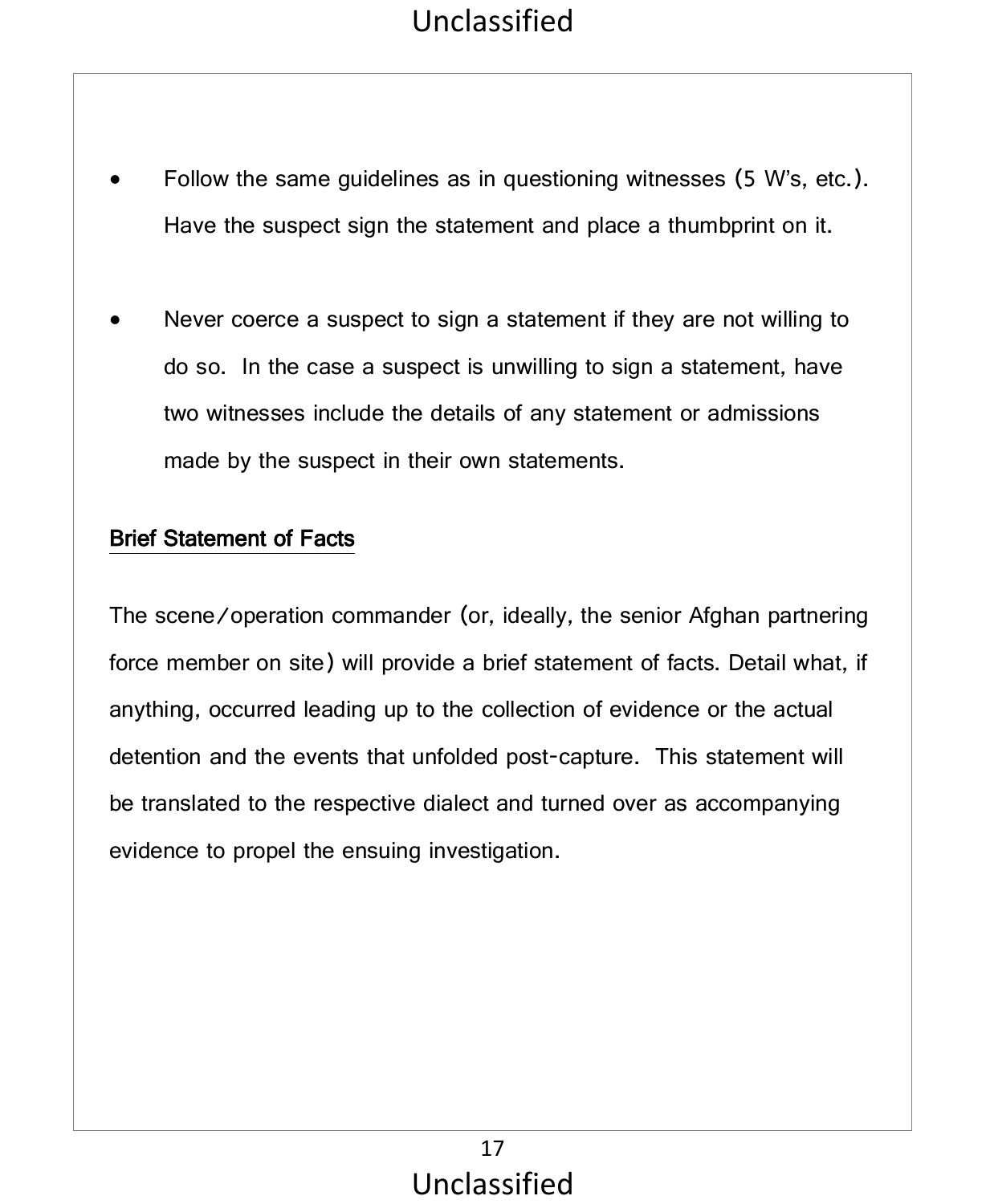- Follow the same guidelines as in questioning witnesses (5 W's, etc.). Have the suspect sign the statement and place a thumbprint on it.

- Never coerce a suspect to sign a statement if they are not willing to do so. In the case a suspect is unwilling to sign a statement, have two witnesses include the details of any statement or admissions made by the suspect in their own statements.

**Brief Statement of Facts**

The scene/operation commander (or, ideally, the senior Afghan partnering force member on site) will provide a brief statement of facts. Detail what, if anything, occurred leading up to the collection of evidence or the actual detention and the events that unfolded post-capture. This statement will be translated to the respective dialect and turned over as accompanying evidence to propel the ensuing investigation.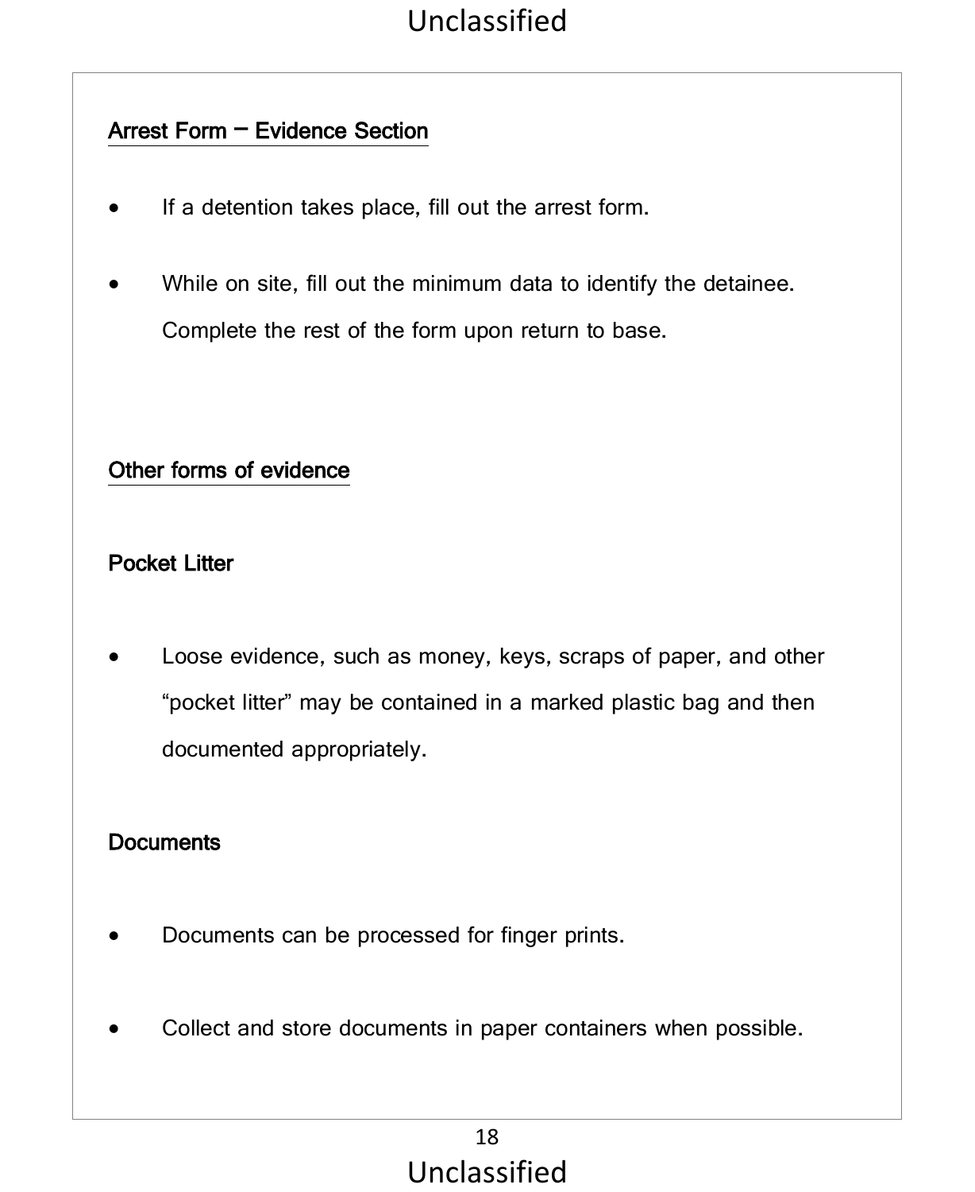## Arrest Form – Evidence Section

- If a detention takes place, fill out the arrest form.
- While on site, fill out the minimum data to identify the detainee. Complete the rest of the form upon return to base.

## Other forms of evidence

### Pocket Litter

- Loose evidence, such as money, keys, scraps of paper, and other "pocket litter" may be contained in a marked plastic bag and then documented appropriately.

### Documents

- Documents can be processed for finger prints.
- Collect and store documents in paper containers when possible.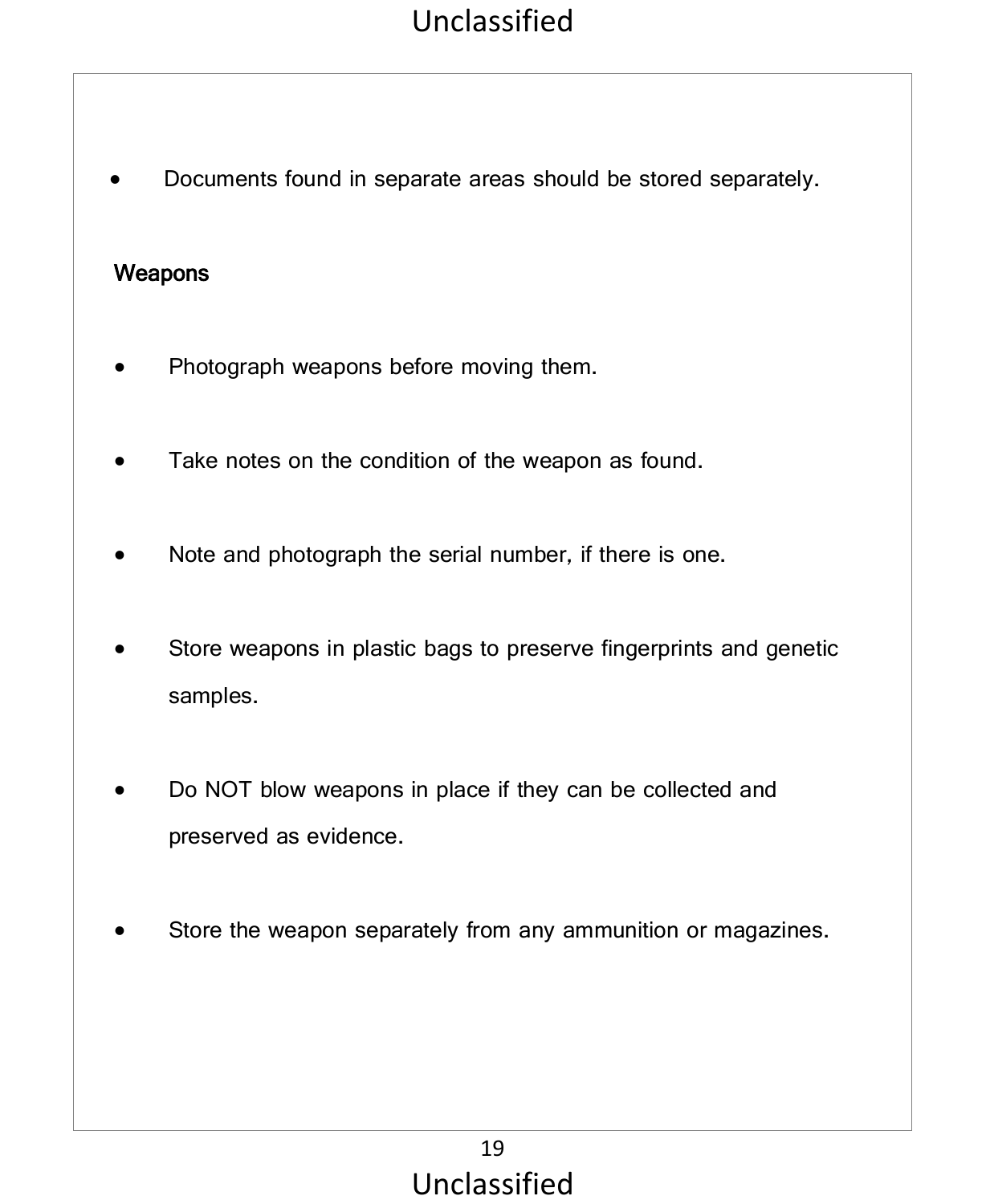- Documents found in separate areas should be stored separately.

**Weapons**

- Photograph weapons before moving them.
- Take notes on the condition of the weapon as found.
- Note and photograph the serial number, if there is one.
- Store weapons in plastic bags to preserve fingerprints and genetic samples.
- Do NOT blow weapons in place if they can be collected and preserved as evidence.
- Store the weapon separately from any ammunition or magazines.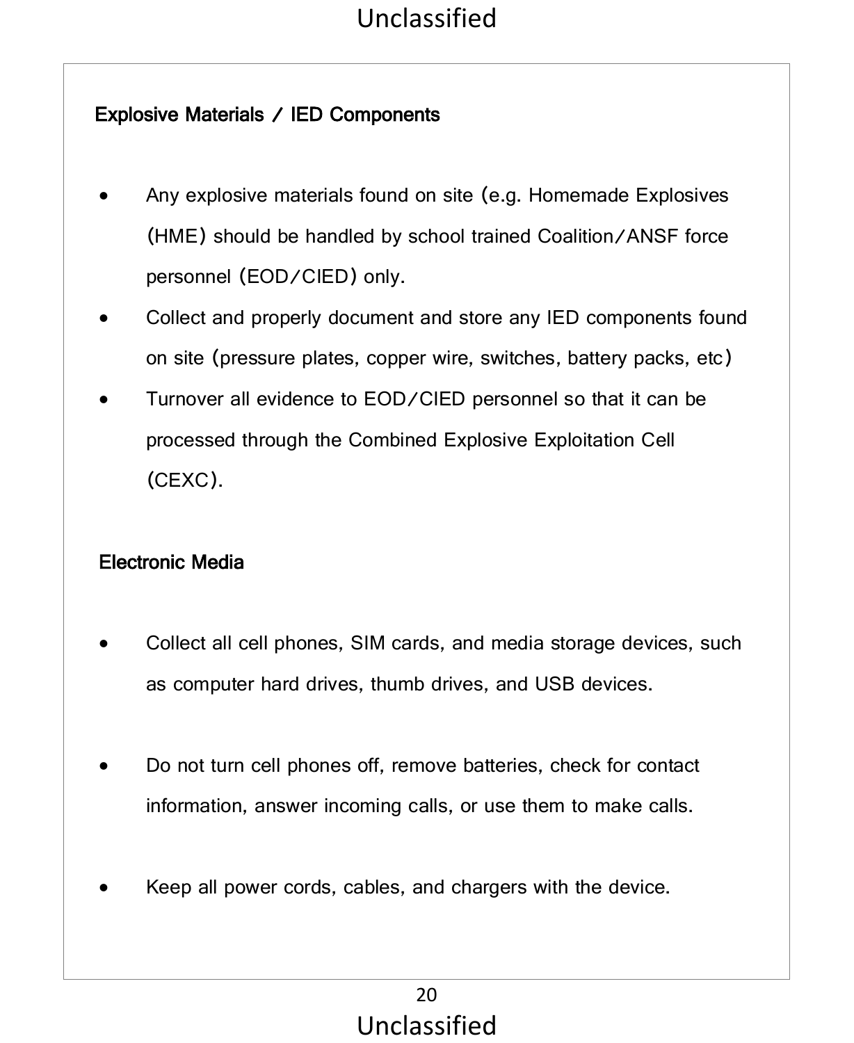**Explosive Materials / IED Components**

- Any explosive materials found on site (e.g. Homemade Explosives (HME) should be handled by school trained Coalition/ANSF force personnel (EOD/CIED) only.
- Collect and properly document and store any IED components found on site (pressure plates, copper wire, switches, battery packs, etc)
- Turnover all evidence to EOD/CIED personnel so that it can be processed through the Combined Explosive Exploitation Cell (CEXC).

**Electronic Media**

- Collect all cell phones, SIM cards, and media storage devices, such as computer hard drives, thumb drives, and USB devices.

- Do not turn cell phones off, remove batteries, check for contact information, answer incoming calls, or use them to make calls.

- Keep all power cords, cables, and chargers with the device.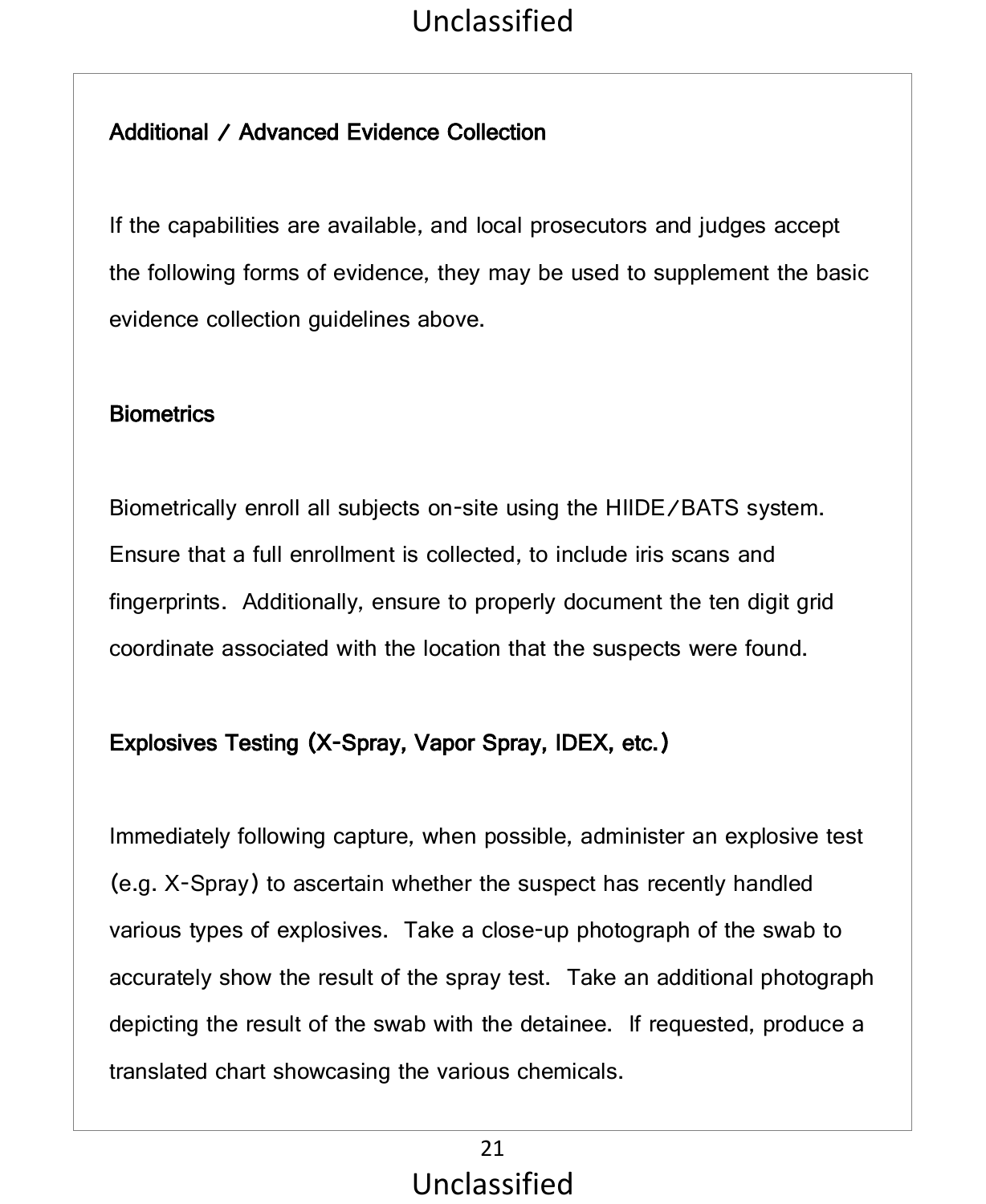## Additional / Advanced Evidence Collection

If the capabilities are available, and local prosecutors and judges accept the following forms of evidence, they may be used to supplement the basic evidence collection guidelines above.

### Biometrics

Biometrically enroll all subjects on-site using the HIIDE/BATS system. Ensure that a full enrollment is collected, to include iris scans and fingerprints. Additionally, ensure to properly document the ten digit grid coordinate associated with the location that the suspects were found.

### Explosives Testing (X-Spray, Vapor Spray, IDEX, etc.)

Immediately following capture, when possible, administer an explosive test (e.g. X-Spray) to ascertain whether the suspect has recently handled various types of explosives. Take a close-up photograph of the swab to accurately show the result of the spray test. Take an additional photograph depicting the result of the swab with the detainee. If requested, produce a translated chart showcasing the various chemicals.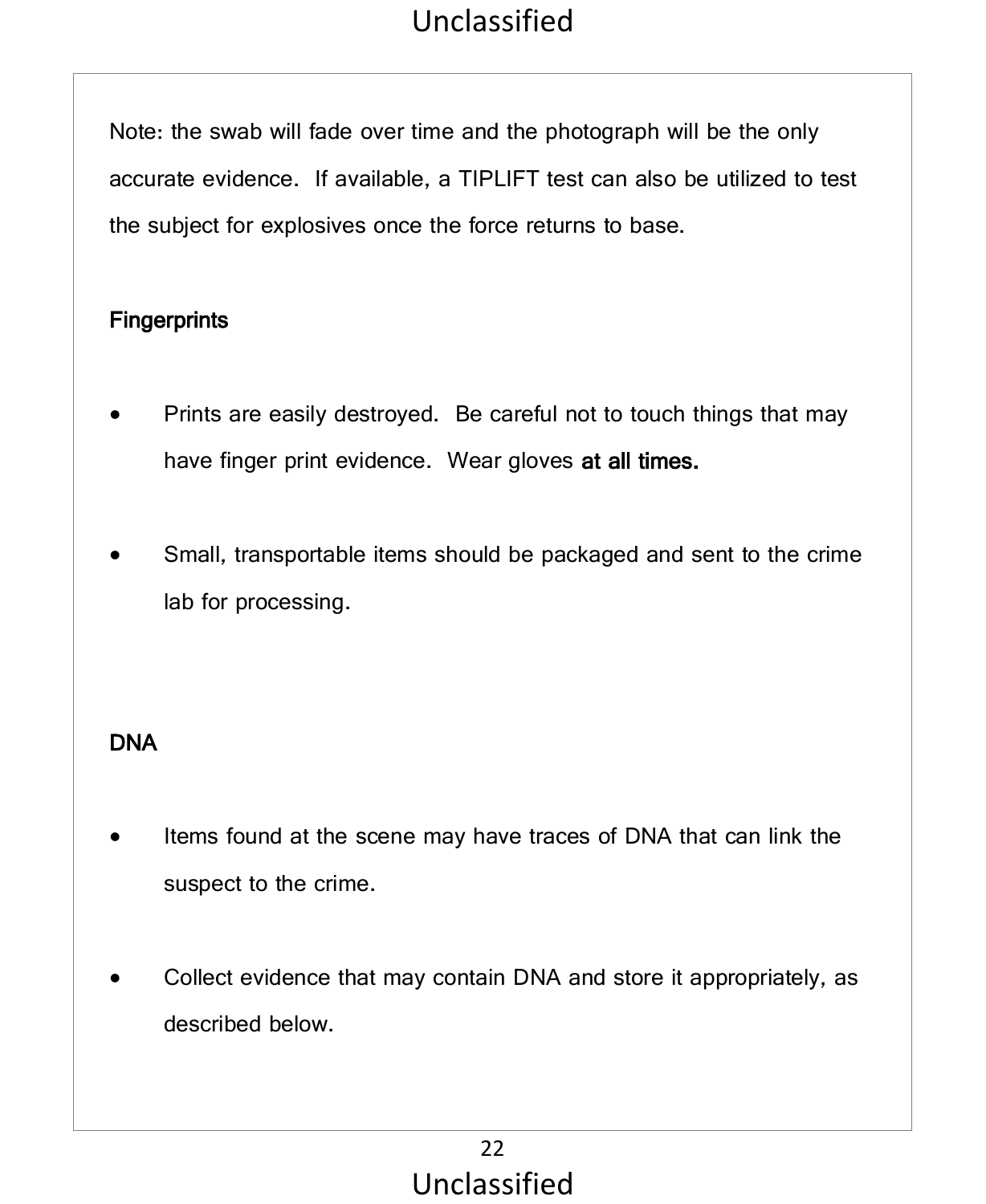Note: the swab will fade over time and the photograph will be the only accurate evidence. If available, a TIPLIFT test can also be utilized to test the subject for explosives once the force returns to base.

**Fingerprints**

- Prints are easily destroyed. Be careful not to touch things that may have finger print evidence. Wear gloves **at all times.**

- Small, transportable items should be packaged and sent to the crime lab for processing.

**DNA**

- Items found at the scene may have traces of DNA that can link the suspect to the crime.

- Collect evidence that may contain DNA and store it appropriately, as described below.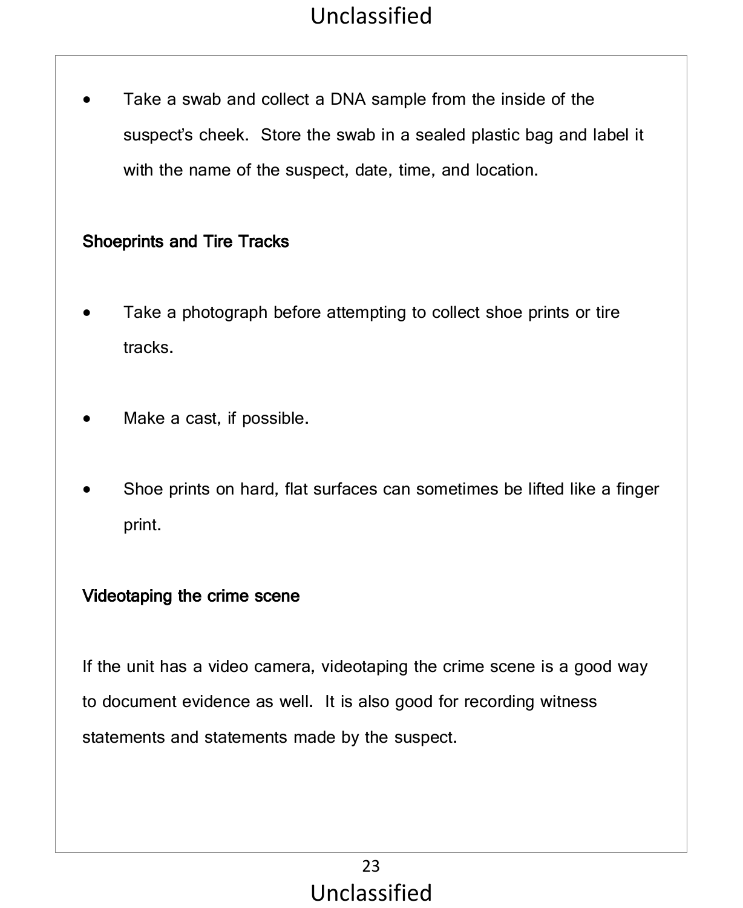- Take a swab and collect a DNA sample from the inside of the suspect's cheek. Store the swab in a sealed plastic bag and label it with the name of the suspect, date, time, and location.

**Shoeprints and Tire Tracks**

- Take a photograph before attempting to collect shoe prints or tire tracks.

- Make a cast, if possible.

- Shoe prints on hard, flat surfaces can sometimes be lifted like a finger print.

**Videotaping the crime scene**

If the unit has a video camera, videotaping the crime scene is a good way to document evidence as well. It is also good for recording witness statements and statements made by the suspect.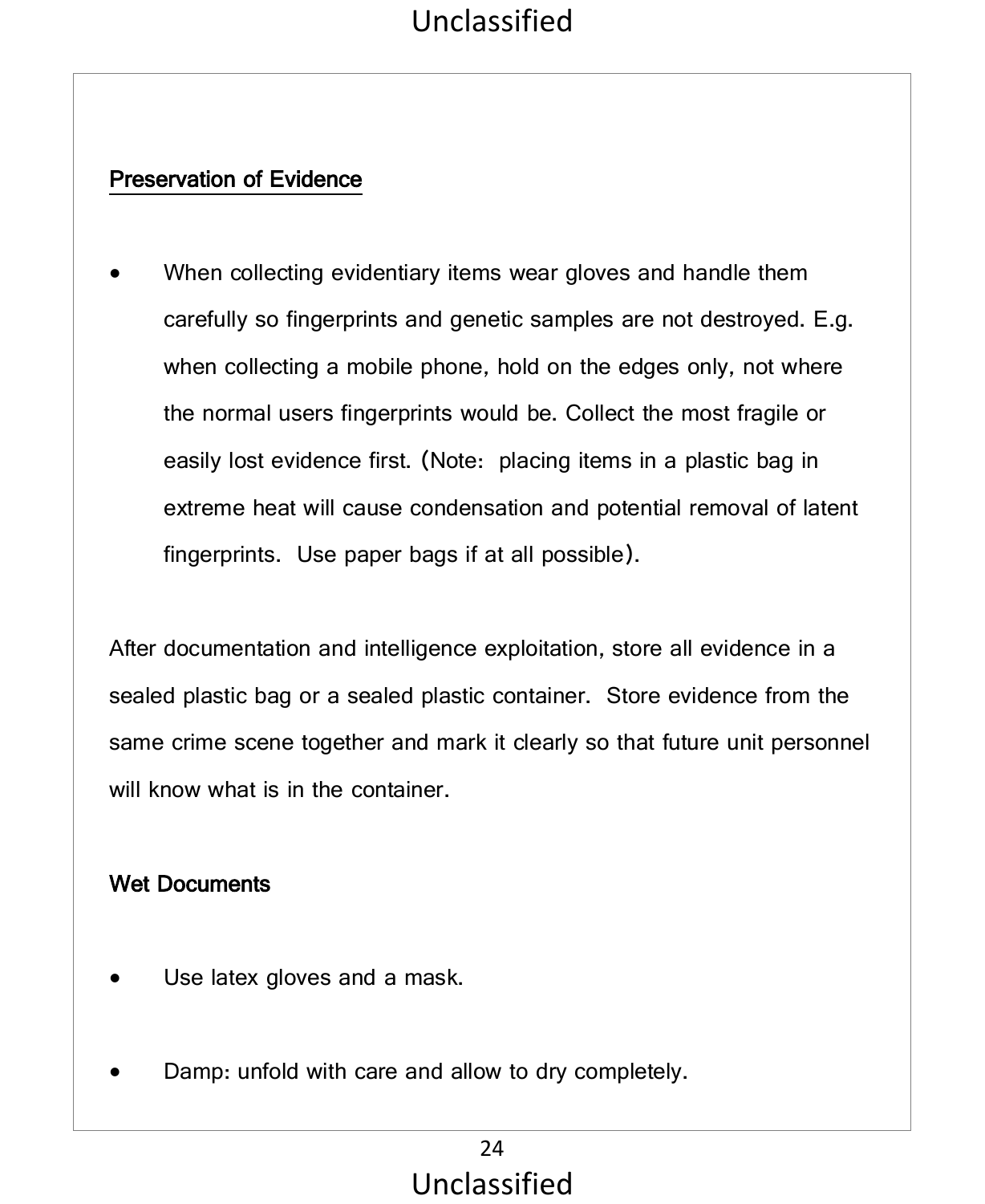## Preservation of Evidence

- When collecting evidentiary items wear gloves and handle them carefully so fingerprints and genetic samples are not destroyed. E.g. when collecting a mobile phone, hold on the edges only, not where the normal users fingerprints would be. Collect the most fragile or easily lost evidence first. (Note: placing items in a plastic bag in extreme heat will cause condensation and potential removal of latent fingerprints. Use paper bags if at all possible).

After documentation and intelligence exploitation, store all evidence in a sealed plastic bag or a sealed plastic container. Store evidence from the same crime scene together and mark it clearly so that future unit personnel will know what is in the container.

**Wet Documents**

- Use latex gloves and a mask.
- Damp: unfold with care and allow to dry completely.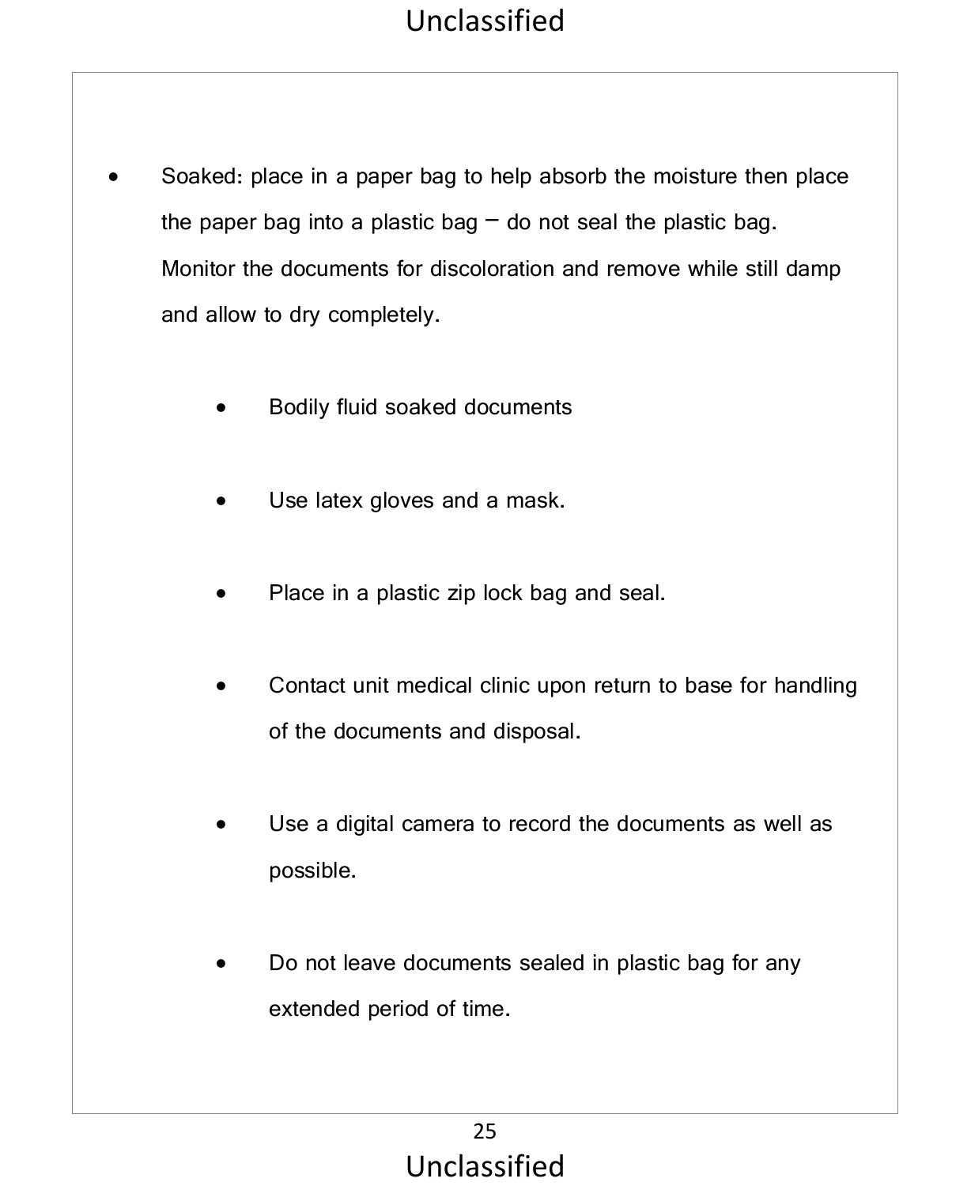- Soaked: place in a paper bag to help absorb the moisture then place the paper bag into a plastic bag – do not seal the plastic bag. Monitor the documents for discoloration and remove while still damp and allow to dry completely.

    - Bodily fluid soaked documents

    - Use latex gloves and a mask.

    - Place in a plastic zip lock bag and seal.

    - Contact unit medical clinic upon return to base for handling of the documents and disposal.

    - Use a digital camera to record the documents as well as possible.

    - Do not leave documents sealed in plastic bag for any extended period of time.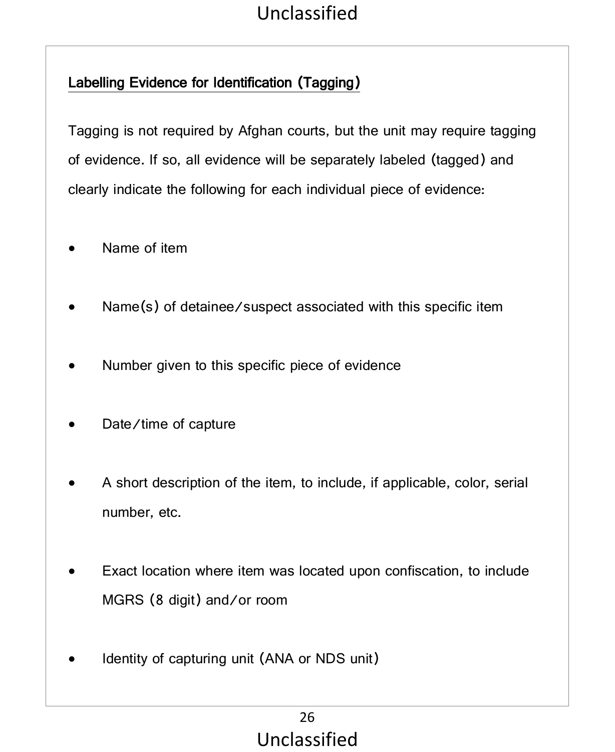**Labelling Evidence for Identification (Tagging)**

Tagging is not required by Afghan courts, but the unit may require tagging of evidence. If so, all evidence will be separately labeled (tagged) and clearly indicate the following for each individual piece of evidence:

- Name of item
- Name(s) of detainee/suspect associated with this specific item
- Number given to this specific piece of evidence
- Date/time of capture
- A short description of the item, to include, if applicable, color, serial number, etc.
- Exact location where item was located upon confiscation, to include MGRS (8 digit) and/or room
- Identity of capturing unit (ANA or NDS unit)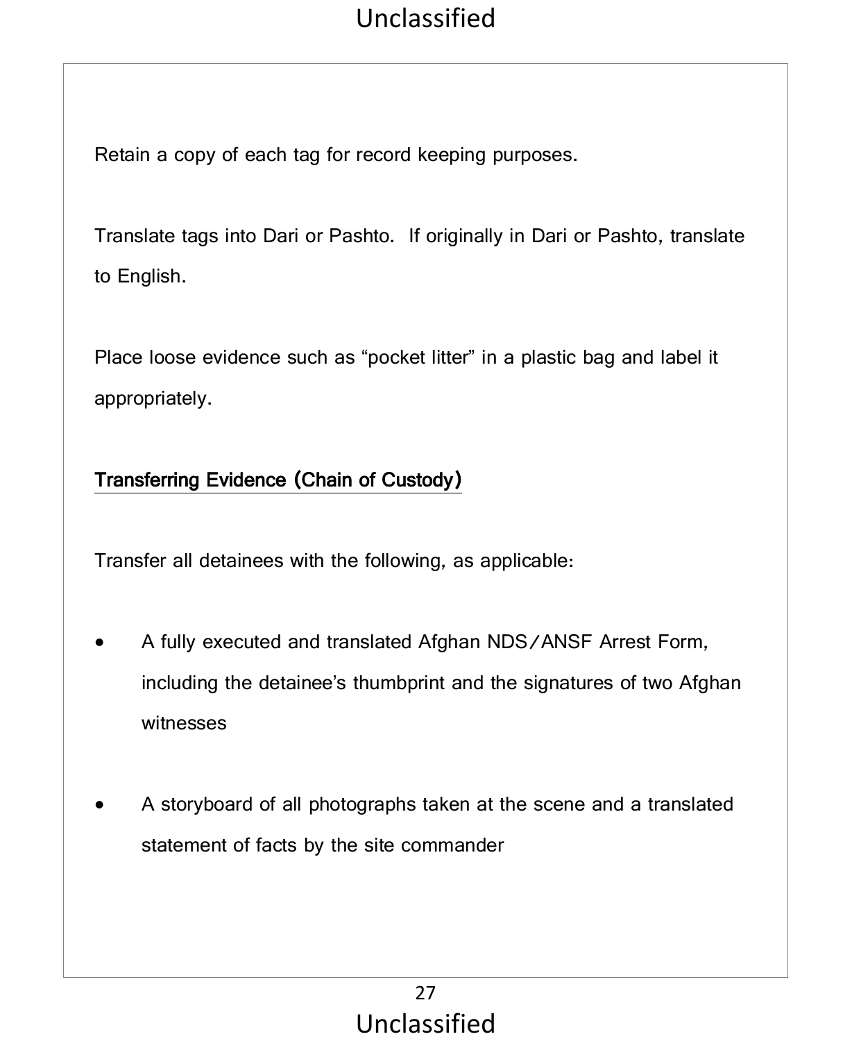Retain a copy of each tag for record keeping purposes.

Translate tags into Dari or Pashto. If originally in Dari or Pashto, translate to English.

Place loose evidence such as "pocket litter" in a plastic bag and label it appropriately.

**Transferring Evidence (Chain of Custody)**

Transfer all detainees with the following, as applicable:

- A fully executed and translated Afghan NDS/ANSF Arrest Form, including the detainee's thumbprint and the signatures of two Afghan witnesses

- A storyboard of all photographs taken at the scene and a translated statement of facts by the site commander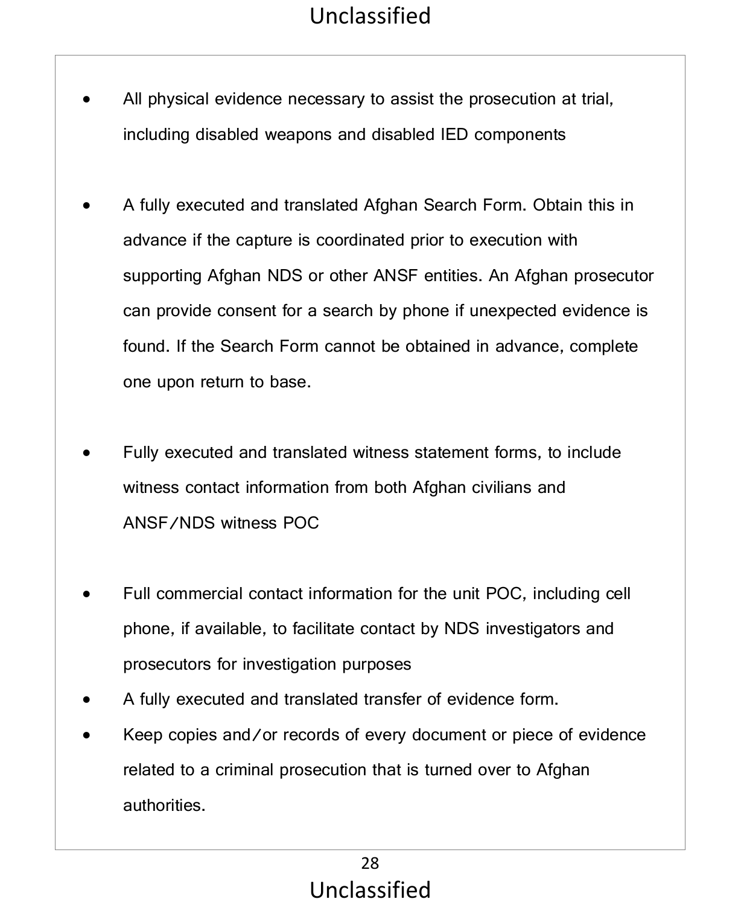- All physical evidence necessary to assist the prosecution at trial, including disabled weapons and disabled IED components

- A fully executed and translated Afghan Search Form. Obtain this in advance if the capture is coordinated prior to execution with supporting Afghan NDS or other ANSF entities. An Afghan prosecutor can provide consent for a search by phone if unexpected evidence is found. If the Search Form cannot be obtained in advance, complete one upon return to base.

- Fully executed and translated witness statement forms, to include witness contact information from both Afghan civilians and ANSF/NDS witness POC

- Full commercial contact information for the unit POC, including cell phone, if available, to facilitate contact by NDS investigators and prosecutors for investigation purposes
- A fully executed and translated transfer of evidence form.
- Keep copies and/or records of every document or piece of evidence related to a criminal prosecution that is turned over to Afghan authorities.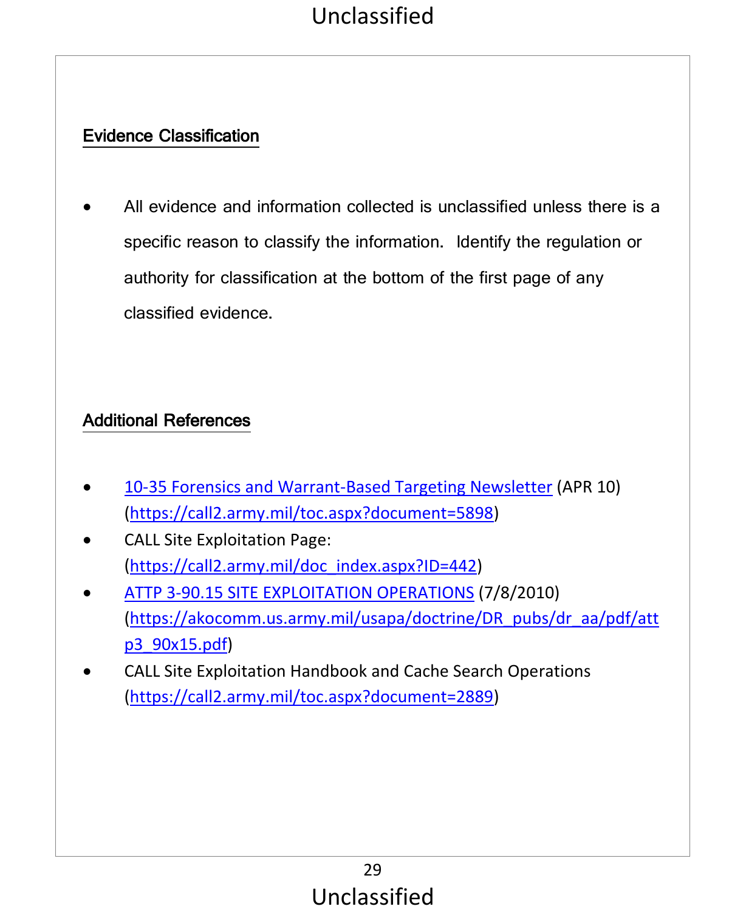## Evidence Classification

- All evidence and information collected is unclassified unless there is a specific reason to classify the information. Identify the regulation or authority for classification at the bottom of the first page of any classified evidence.

## Additional References

- 10-35 Forensics and Warrant-Based Targeting Newsletter (APR 10) (https://call2.army.mil/toc.aspx?document=5898)
- CALL Site Exploitation Page: (https://call2.army.mil/doc_index.aspx?ID=442)
- ATTP 3-90.15 SITE EXPLOITATION OPERATIONS (7/8/2010) (https://akocomm.us.army.mil/usapa/doctrine/DR_pubs/dr_aa/pdf/attp3_90x15.pdf)
- CALL Site Exploitation Handbook and Cache Search Operations (https://call2.army.mil/toc.aspx?document=2889)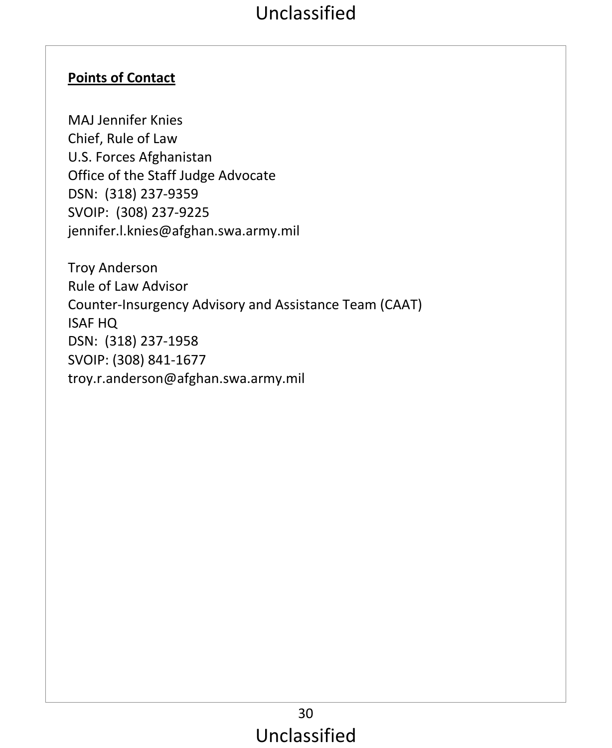**Points of Contact**

MAJ Jennifer Knies
Chief, Rule of Law
U.S. Forces Afghanistan
Office of the Staff Judge Advocate
DSN: (318) 237-9359
SVOIP: (308) 237-9225
jennifer.l.knies@afghan.swa.army.mil

Troy Anderson
Rule of Law Advisor
Counter-Insurgency Advisory and Assistance Team (CAAT)
ISAF HQ
DSN: (318) 237-1958
SVOIP: (308) 841-1677
troy.r.anderson@afghan.swa.army.mil